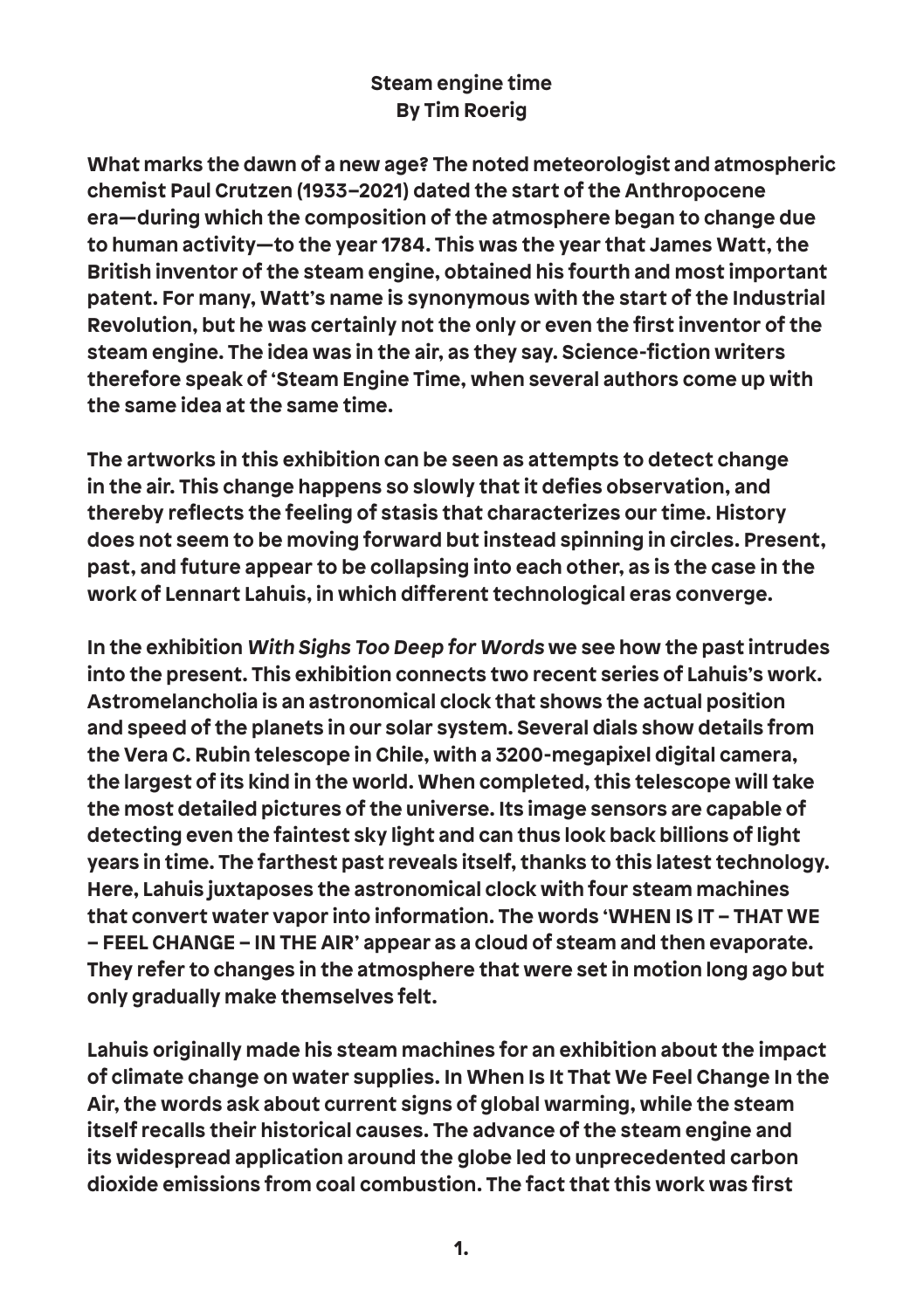# Steam engine time
## By Tim Roerig

What marks the dawn of a new age? The noted meteorologist and atmospheric chemist Paul Crutzen (1933–2021) dated the start of the Anthropocene era—during which the composition of the atmosphere began to change due to human activity—to the year 1784. This was the year that James Watt, the British inventor of the steam engine, obtained his fourth and most important patent. For many, Watt's name is synonymous with the start of the Industrial Revolution, but he was certainly not the only or even the first inventor of the steam engine. The idea was in the air, as they say. Science-fiction writers therefore speak of 'Steam Engine Time, when several authors come up with the same idea at the same time.

The artworks in this exhibition can be seen as attempts to detect change in the air. This change happens so slowly that it defies observation, and thereby reflects the feeling of stasis that characterizes our time. History does not seem to be moving forward but instead spinning in circles. Present, past, and future appear to be collapsing into each other, as is the case in the work of Lennart Lahuis, in which different technological eras converge.

In the exhibition *With Sighs Too Deep for Words* we see how the past intrudes into the present. This exhibition connects two recent series of Lahuis's work. Astromelancholia is an astronomical clock that shows the actual position and speed of the planets in our solar system. Several dials show details from the Vera C. Rubin telescope in Chile, with a 3200-megapixel digital camera, the largest of its kind in the world. When completed, this telescope will take the most detailed pictures of the universe. Its image sensors are capable of detecting even the faintest sky light and can thus look back billions of light years in time. The farthest past reveals itself, thanks to this latest technology. Here, Lahuis juxtaposes the astronomical clock with four steam machines that convert water vapor into information. The words 'WHEN IS IT – THAT WE – FEEL CHANGE – IN THE AIR' appear as a cloud of steam and then evaporate. They refer to changes in the atmosphere that were set in motion long ago but only gradually make themselves felt.

Lahuis originally made his steam machines for an exhibition about the impact of climate change on water supplies. In When Is It That We Feel Change In the Air, the words ask about current signs of global warming, while the steam itself recalls their historical causes. The advance of the steam engine and its widespread application around the globe led to unprecedented carbon dioxide emissions from coal combustion. The fact that this work was first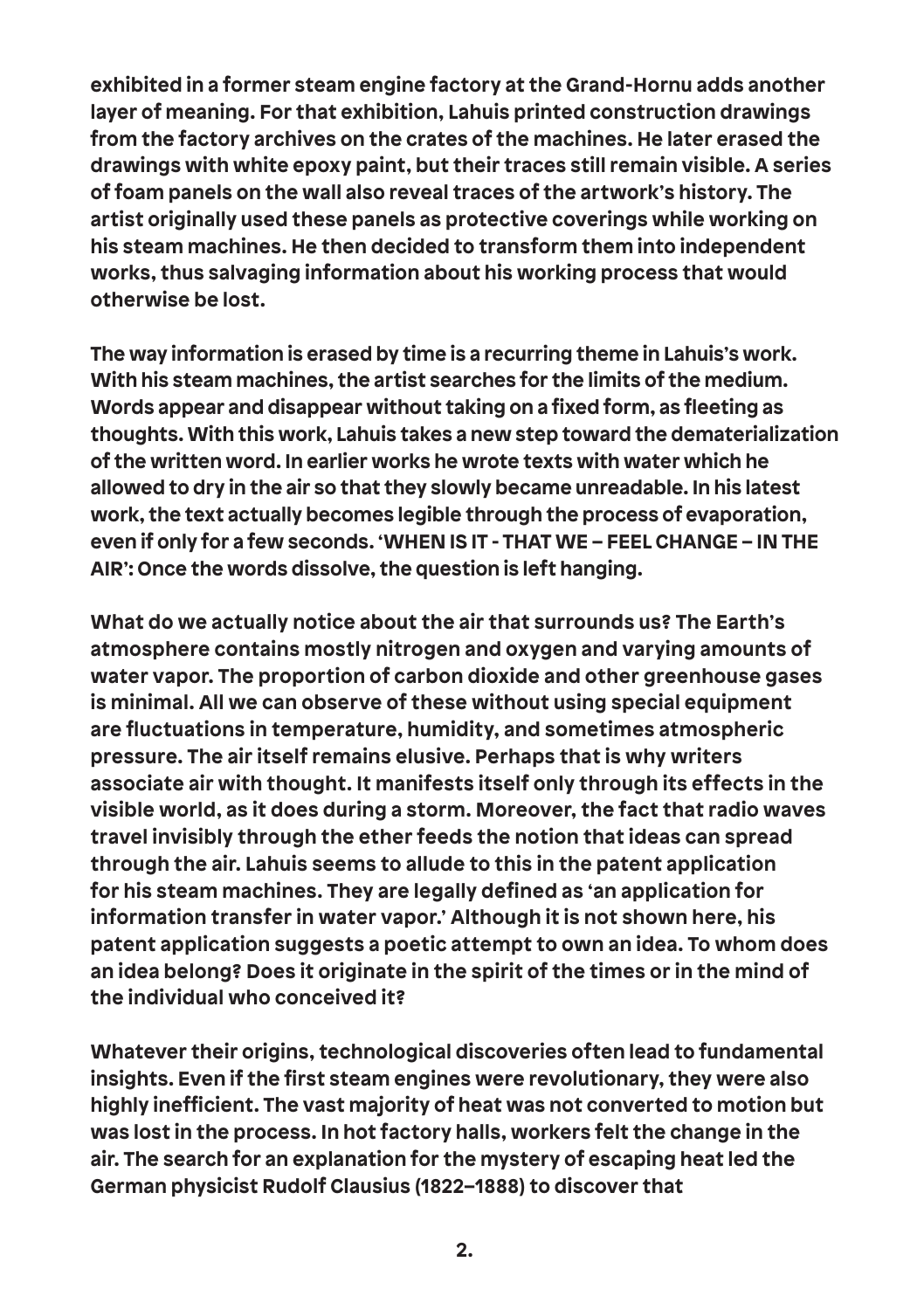exhibited in a former steam engine factory at the Grand-Hornu adds another layer of meaning. For that exhibition, Lahuis printed construction drawings from the factory archives on the crates of the machines. He later erased the drawings with white epoxy paint, but their traces still remain visible. A series of foam panels on the wall also reveal traces of the artwork's history. The artist originally used these panels as protective coverings while working on his steam machines. He then decided to transform them into independent works, thus salvaging information about his working process that would otherwise be lost.

The way information is erased by time is a recurring theme in Lahuis's work. With his steam machines, the artist searches for the limits of the medium. Words appear and disappear without taking on a fixed form, as fleeting as thoughts. With this work, Lahuis takes a new step toward the dematerialization of the written word. In earlier works he wrote texts with water which he allowed to dry in the air so that they slowly became unreadable. In his latest work, the text actually becomes legible through the process of evaporation, even if only for a few seconds. 'WHEN IS IT - THAT WE – FEEL CHANGE – IN THE AIR': Once the words dissolve, the question is left hanging.

What do we actually notice about the air that surrounds us? The Earth's atmosphere contains mostly nitrogen and oxygen and varying amounts of water vapor. The proportion of carbon dioxide and other greenhouse gases is minimal. All we can observe of these without using special equipment are fluctuations in temperature, humidity, and sometimes atmospheric pressure. The air itself remains elusive. Perhaps that is why writers associate air with thought. It manifests itself only through its effects in the visible world, as it does during a storm. Moreover, the fact that radio waves travel invisibly through the ether feeds the notion that ideas can spread through the air. Lahuis seems to allude to this in the patent application for his steam machines. They are legally defined as 'an application for information transfer in water vapor.' Although it is not shown here, his patent application suggests a poetic attempt to own an idea. To whom does an idea belong? Does it originate in the spirit of the times or in the mind of the individual who conceived it?

Whatever their origins, technological discoveries often lead to fundamental insights. Even if the first steam engines were revolutionary, they were also highly inefficient. The vast majority of heat was not converted to motion but was lost in the process. In hot factory halls, workers felt the change in the air. The search for an explanation for the mystery of escaping heat led the German physicist Rudolf Clausius (1822–1888) to discover that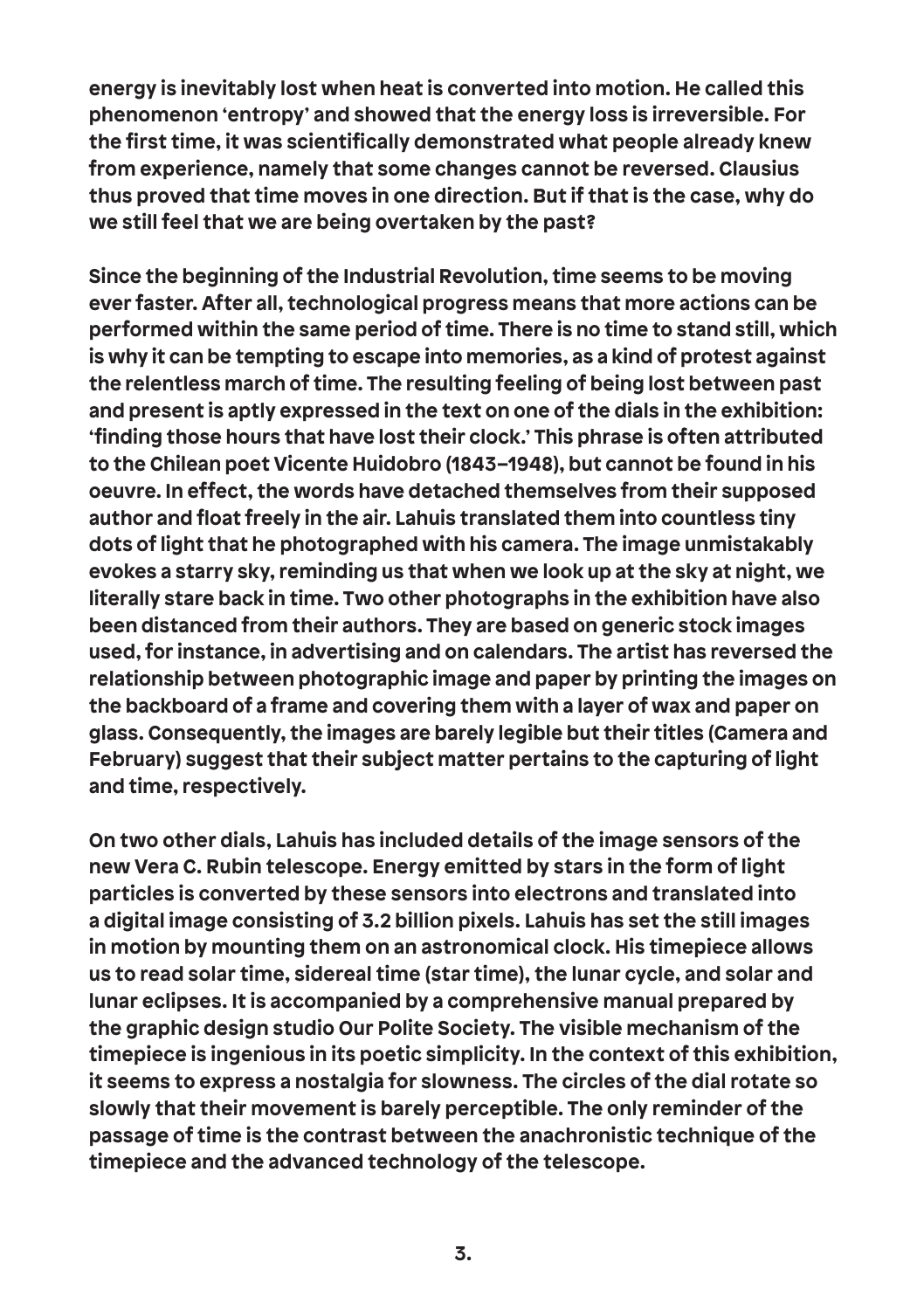energy is inevitably lost when heat is converted into motion. He called this phenomenon 'entropy' and showed that the energy loss is irreversible. For the first time, it was scientifically demonstrated what people already knew from experience, namely that some changes cannot be reversed. Clausius thus proved that time moves in one direction. But if that is the case, why do we still feel that we are being overtaken by the past?

Since the beginning of the Industrial Revolution, time seems to be moving ever faster. After all, technological progress means that more actions can be performed within the same period of time. There is no time to stand still, which is why it can be tempting to escape into memories, as a kind of protest against the relentless march of time. The resulting feeling of being lost between past and present is aptly expressed in the text on one of the dials in the exhibition: 'finding those hours that have lost their clock.' This phrase is often attributed to the Chilean poet Vicente Huidobro (1843–1948), but cannot be found in his oeuvre. In effect, the words have detached themselves from their supposed author and float freely in the air. Lahuis translated them into countless tiny dots of light that he photographed with his camera. The image unmistakably evokes a starry sky, reminding us that when we look up at the sky at night, we literally stare back in time. Two other photographs in the exhibition have also been distanced from their authors. They are based on generic stock images used, for instance, in advertising and on calendars. The artist has reversed the relationship between photographic image and paper by printing the images on the backboard of a frame and covering them with a layer of wax and paper on glass. Consequently, the images are barely legible but their titles (Camera and February) suggest that their subject matter pertains to the capturing of light and time, respectively.

On two other dials, Lahuis has included details of the image sensors of the new Vera C. Rubin telescope. Energy emitted by stars in the form of light particles is converted by these sensors into electrons and translated into a digital image consisting of 3.2 billion pixels. Lahuis has set the still images in motion by mounting them on an astronomical clock. His timepiece allows us to read solar time, sidereal time (star time), the lunar cycle, and solar and lunar eclipses. It is accompanied by a comprehensive manual prepared by the graphic design studio Our Polite Society. The visible mechanism of the timepiece is ingenious in its poetic simplicity. In the context of this exhibition, it seems to express a nostalgia for slowness. The circles of the dial rotate so slowly that their movement is barely perceptible. The only reminder of the passage of time is the contrast between the anachronistic technique of the timepiece and the advanced technology of the telescope.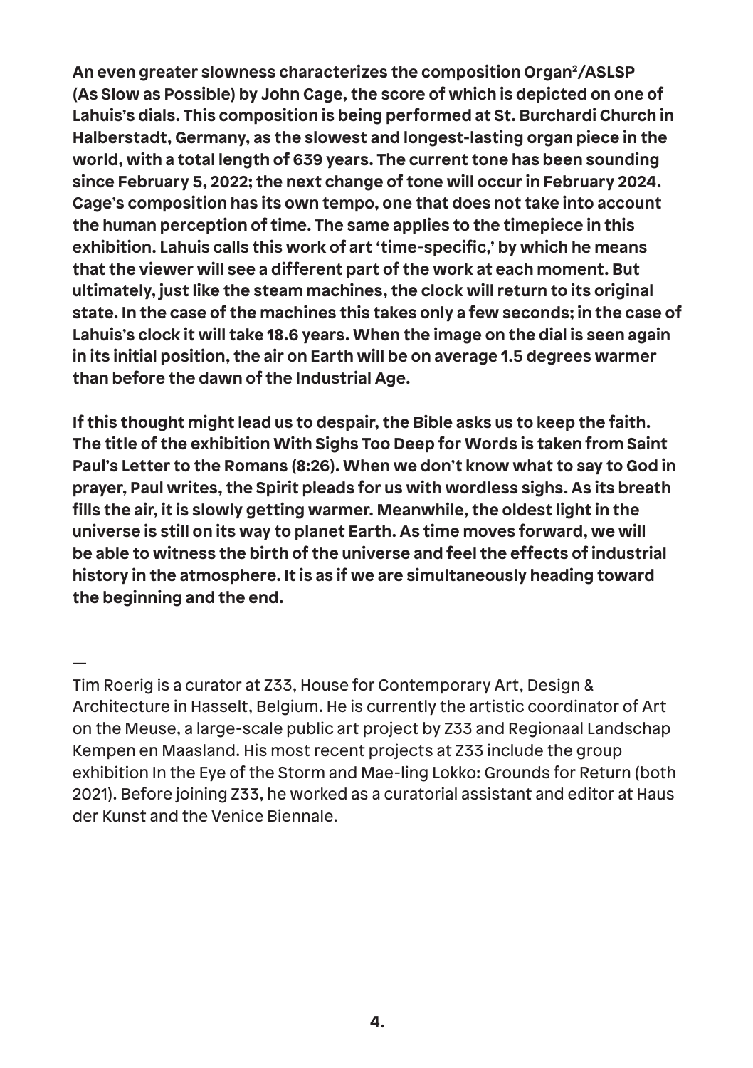**An even greater slowness characterizes the composition Organ²/ASLSP (As Slow as Possible) by John Cage, the score of which is depicted on one of Lahuis's dials. This composition is being performed at St. Burchardi Church in Halberstadt, Germany, as the slowest and longest-lasting organ piece in the world, with a total length of 639 years. The current tone has been sounding since February 5, 2022; the next change of tone will occur in February 2024. Cage's composition has its own tempo, one that does not take into account the human perception of time. The same applies to the timepiece in this exhibition. Lahuis calls this work of art 'time-specific,' by which he means that the viewer will see a different part of the work at each moment. But ultimately, just like the steam machines, the clock will return to its original state. In the case of the machines this takes only a few seconds; in the case of Lahuis's clock it will take 18.6 years. When the image on the dial is seen again in its initial position, the air on Earth will be on average 1.5 degrees warmer than before the dawn of the Industrial Age.**

**If this thought might lead us to despair, the Bible asks us to keep the faith. The title of the exhibition With Sighs Too Deep for Words is taken from Saint Paul's Letter to the Romans (8:26). When we don't know what to say to God in prayer, Paul writes, the Spirit pleads for us with wordless sighs. As its breath fills the air, it is slowly getting warmer. Meanwhile, the oldest light in the universe is still on its way to planet Earth. As time moves forward, we will be able to witness the birth of the universe and feel the effects of industrial history in the atmosphere. It is as if we are simultaneously heading toward the beginning and the end.**

—

Tim Roerig is a curator at Z33, House for Contemporary Art, Design & Architecture in Hasselt, Belgium. He is currently the artistic coordinator of Art on the Meuse, a large-scale public art project by Z33 and Regionaal Landschap Kempen en Maasland. His most recent projects at Z33 include the group exhibition In the Eye of the Storm and Mae-ling Lokko: Grounds for Return (both 2021). Before joining Z33, he worked as a curatorial assistant and editor at Haus der Kunst and the Venice Biennale.